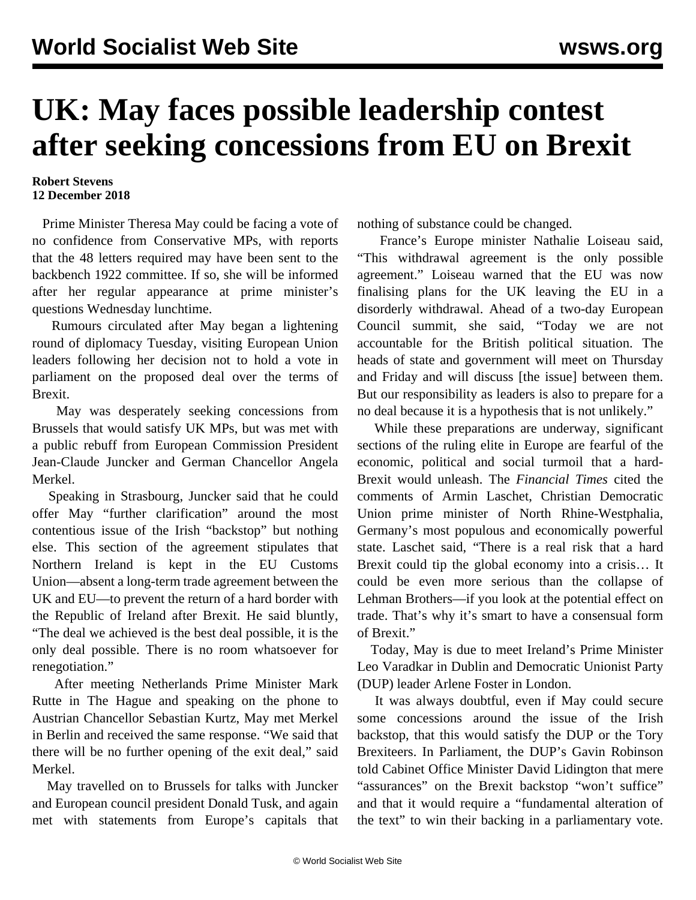# UK: May faces possible leadership contest after seeking concessions from EU on Brexit

**Robert Stevens**
**12 December 2018**

Prime Minister Theresa May could be facing a vote of no confidence from Conservative MPs, with reports that the 48 letters required may have been sent to the backbench 1922 committee. If so, she will be informed after her regular appearance at prime minister's questions Wednesday lunchtime.

Rumours circulated after May began a lightening round of diplomacy Tuesday, visiting European Union leaders following her decision not to hold a vote in parliament on the proposed deal over the terms of Brexit.

May was desperately seeking concessions from Brussels that would satisfy UK MPs, but was met with a public rebuff from European Commission President Jean-Claude Juncker and German Chancellor Angela Merkel.

Speaking in Strasbourg, Juncker said that he could offer May "further clarification" around the most contentious issue of the Irish "backstop" but nothing else. This section of the agreement stipulates that Northern Ireland is kept in the EU Customs Union—absent a long-term trade agreement between the UK and EU—to prevent the return of a hard border with the Republic of Ireland after Brexit. He said bluntly, "The deal we achieved is the best deal possible, it is the only deal possible. There is no room whatsoever for renegotiation."

After meeting Netherlands Prime Minister Mark Rutte in The Hague and speaking on the phone to Austrian Chancellor Sebastian Kurtz, May met Merkel in Berlin and received the same response. "We said that there will be no further opening of the exit deal," said Merkel.

May travelled on to Brussels for talks with Juncker and European council president Donald Tusk, and again met with statements from Europe's capitals that nothing of substance could be changed.

France's Europe minister Nathalie Loiseau said, "This withdrawal agreement is the only possible agreement." Loiseau warned that the EU was now finalising plans for the UK leaving the EU in a disorderly withdrawal. Ahead of a two-day European Council summit, she said, "Today we are not accountable for the British political situation. The heads of state and government will meet on Thursday and Friday and will discuss [the issue] between them. But our responsibility as leaders is also to prepare for a no deal because it is a hypothesis that is not unlikely."

While these preparations are underway, significant sections of the ruling elite in Europe are fearful of the economic, political and social turmoil that a hard-Brexit would unleash. The *Financial Times* cited the comments of Armin Laschet, Christian Democratic Union prime minister of North Rhine-Westphalia, Germany's most populous and economically powerful state. Laschet said, "There is a real risk that a hard Brexit could tip the global economy into a crisis… It could be even more serious than the collapse of Lehman Brothers—if you look at the potential effect on trade. That's why it's smart to have a consensual form of Brexit."

Today, May is due to meet Ireland's Prime Minister Leo Varadkar in Dublin and Democratic Unionist Party (DUP) leader Arlene Foster in London.

It was always doubtful, even if May could secure some concessions around the issue of the Irish backstop, that this would satisfy the DUP or the Tory Brexiteers. In Parliament, the DUP's Gavin Robinson told Cabinet Office Minister David Lidington that mere "assurances" on the Brexit backstop "won't suffice" and that it would require a "fundamental alteration of the text" to win their backing in a parliamentary vote.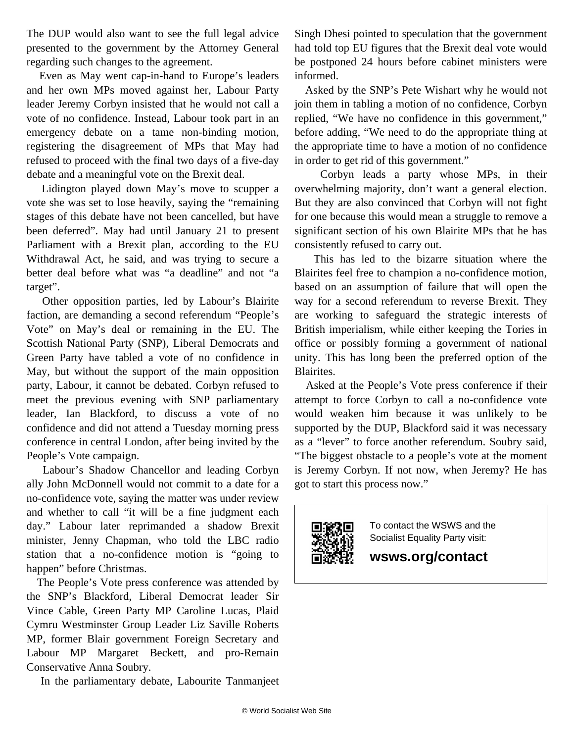The DUP would also want to see the full legal advice presented to the government by the Attorney General regarding such changes to the agreement.

Even as May went cap-in-hand to Europe's leaders and her own MPs moved against her, Labour Party leader Jeremy Corbyn insisted that he would not call a vote of no confidence. Instead, Labour took part in an emergency debate on a tame non-binding motion, registering the disagreement of MPs that May had refused to proceed with the final two days of a five-day debate and a meaningful vote on the Brexit deal.

Lidington played down May's move to scupper a vote she was set to lose heavily, saying the "remaining stages of this debate have not been cancelled, but have been deferred". May had until January 21 to present Parliament with a Brexit plan, according to the EU Withdrawal Act, he said, and was trying to secure a better deal before what was "a deadline" and not "a target".

Other opposition parties, led by Labour's Blairite faction, are demanding a second referendum "People's Vote" on May's deal or remaining in the EU. The Scottish National Party (SNP), Liberal Democrats and Green Party have tabled a vote of no confidence in May, but without the support of the main opposition party, Labour, it cannot be debated. Corbyn refused to meet the previous evening with SNP parliamentary leader, Ian Blackford, to discuss a vote of no confidence and did not attend a Tuesday morning press conference in central London, after being invited by the People's Vote campaign.

Labour's Shadow Chancellor and leading Corbyn ally John McDonnell would not commit to a date for a no-confidence vote, saying the matter was under review and whether to call "it will be a fine judgment each day." Labour later reprimanded a shadow Brexit minister, Jenny Chapman, who told the LBC radio station that a no-confidence motion is "going to happen" before Christmas.

The People's Vote press conference was attended by the SNP's Blackford, Liberal Democrat leader Sir Vince Cable, Green Party MP Caroline Lucas, Plaid Cymru Westminster Group Leader Liz Saville Roberts MP, former Blair government Foreign Secretary and Labour MP Margaret Beckett, and pro-Remain Conservative Anna Soubry.

In the parliamentary debate, Labourite Tanmanjeet Singh Dhesi pointed to speculation that the government had told top EU figures that the Brexit deal vote would be postponed 24 hours before cabinet ministers were informed.

Asked by the SNP's Pete Wishart why he would not join them in tabling a motion of no confidence, Corbyn replied, "We have no confidence in this government," before adding, "We need to do the appropriate thing at the appropriate time to have a motion of no confidence in order to get rid of this government."

Corbyn leads a party whose MPs, in their overwhelming majority, don't want a general election. But they are also convinced that Corbyn will not fight for one because this would mean a struggle to remove a significant section of his own Blairite MPs that he has consistently refused to carry out.

This has led to the bizarre situation where the Blairites feel free to champion a no-confidence motion, based on an assumption of failure that will open the way for a second referendum to reverse Brexit. They are working to safeguard the strategic interests of British imperialism, while either keeping the Tories in office or possibly forming a government of national unity. This has long been the preferred option of the Blairites.

Asked at the People's Vote press conference if their attempt to force Corbyn to call a no-confidence vote would weaken him because it was unlikely to be supported by the DUP, Blackford said it was necessary as a "lever" to force another referendum. Soubry said, "The biggest obstacle to a people's vote at the moment is Jeremy Corbyn. If not now, when Jeremy? He has got to start this process now."

To contact the WSWS and the Socialist Equality Party visit:

**wsws.org/contact**